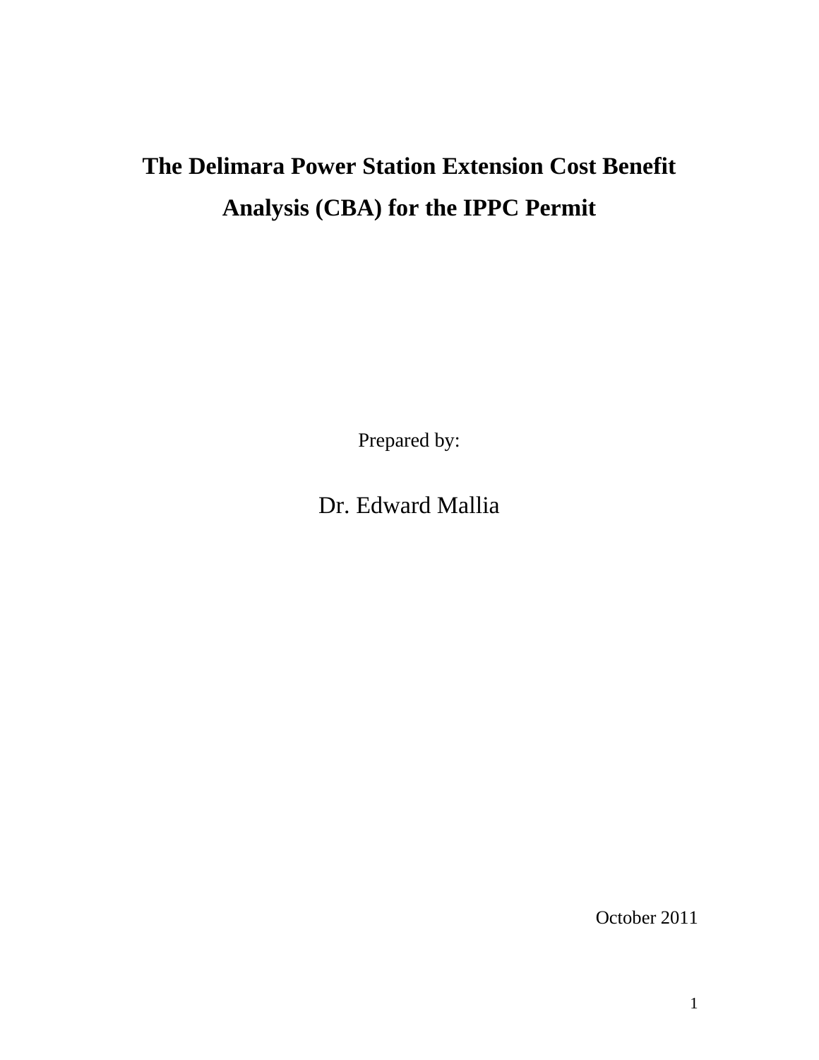# The Delimara Power Station Extension Cost Benefit Analysis (CBA) for the IPPC Permit

Prepared by:

Dr. Edward Mallia

October 2011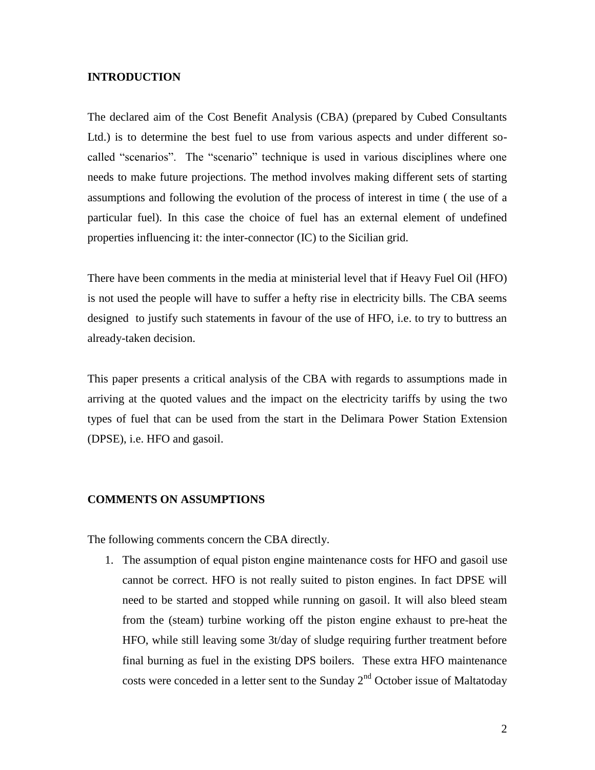## INTRODUCTION

The declared aim of the Cost Benefit Analysis (CBA) (prepared by Cubed Consultants Ltd.) is to determine the best fuel to use from various aspects and under different so-called "scenarios". The "scenario" technique is used in various disciplines where one needs to make future projections. The method involves making different sets of starting assumptions and following the evolution of the process of interest in time ( the use of a particular fuel). In this case the choice of fuel has an external element of undefined properties influencing it: the inter-connector (IC) to the Sicilian grid.

There have been comments in the media at ministerial level that if Heavy Fuel Oil (HFO) is not used the people will have to suffer a hefty rise in electricity bills. The CBA seems designed to justify such statements in favour of the use of HFO, i.e. to try to buttress an already-taken decision.

This paper presents a critical analysis of the CBA with regards to assumptions made in arriving at the quoted values and the impact on the electricity tariffs by using the two types of fuel that can be used from the start in the Delimara Power Station Extension (DPSE), i.e. HFO and gasoil.

## COMMENTS ON ASSUMPTIONS

The following comments concern the CBA directly.

1. The assumption of equal piston engine maintenance costs for HFO and gasoil use cannot be correct. HFO is not really suited to piston engines. In fact DPSE will need to be started and stopped while running on gasoil. It will also bleed steam from the (steam) turbine working off the piston engine exhaust to pre-heat the HFO, while still leaving some 3t/day of sludge requiring further treatment before final burning as fuel in the existing DPS boilers. These extra HFO maintenance costs were conceded in a letter sent to the Sunday 2nd October issue of Maltatoday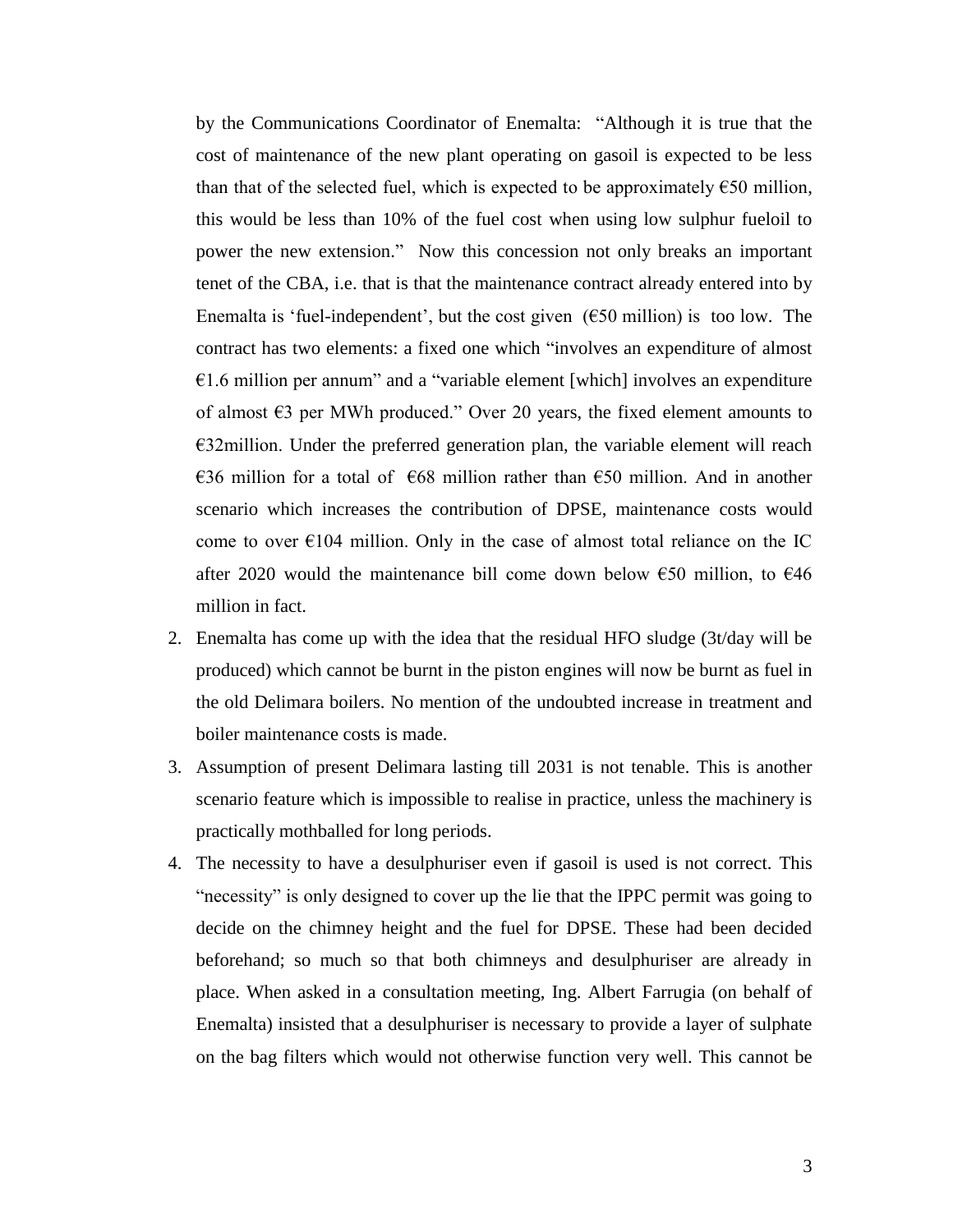by the Communications Coordinator of Enemalta: "Although it is true that the cost of maintenance of the new plant operating on gasoil is expected to be less than that of the selected fuel, which is expected to be approximately €50 million, this would be less than 10% of the fuel cost when using low sulphur fueloil to power the new extension." Now this concession not only breaks an important tenet of the CBA, i.e. that is that the maintenance contract already entered into by Enemalta is 'fuel-independent', but the cost given (€50 million) is too low. The contract has two elements: a fixed one which "involves an expenditure of almost €1.6 million per annum" and a "variable element [which] involves an expenditure of almost €3 per MWh produced." Over 20 years, the fixed element amounts to €32million. Under the preferred generation plan, the variable element will reach €36 million for a total of €68 million rather than €50 million. And in another scenario which increases the contribution of DPSE, maintenance costs would come to over €104 million. Only in the case of almost total reliance on the IC after 2020 would the maintenance bill come down below €50 million, to €46 million in fact.

2. Enemalta has come up with the idea that the residual HFO sludge (3t/day will be produced) which cannot be burnt in the piston engines will now be burnt as fuel in the old Delimara boilers. No mention of the undoubted increase in treatment and boiler maintenance costs is made.
3. Assumption of present Delimara lasting till 2031 is not tenable. This is another scenario feature which is impossible to realise in practice, unless the machinery is practically mothballed for long periods.
4. The necessity to have a desulphuriser even if gasoil is used is not correct. This "necessity" is only designed to cover up the lie that the IPPC permit was going to decide on the chimney height and the fuel for DPSE. These had been decided beforehand; so much so that both chimneys and desulphuriser are already in place. When asked in a consultation meeting, Ing. Albert Farrugia (on behalf of Enemalta) insisted that a desulphuriser is necessary to provide a layer of sulphate on the bag filters which would not otherwise function very well. This cannot be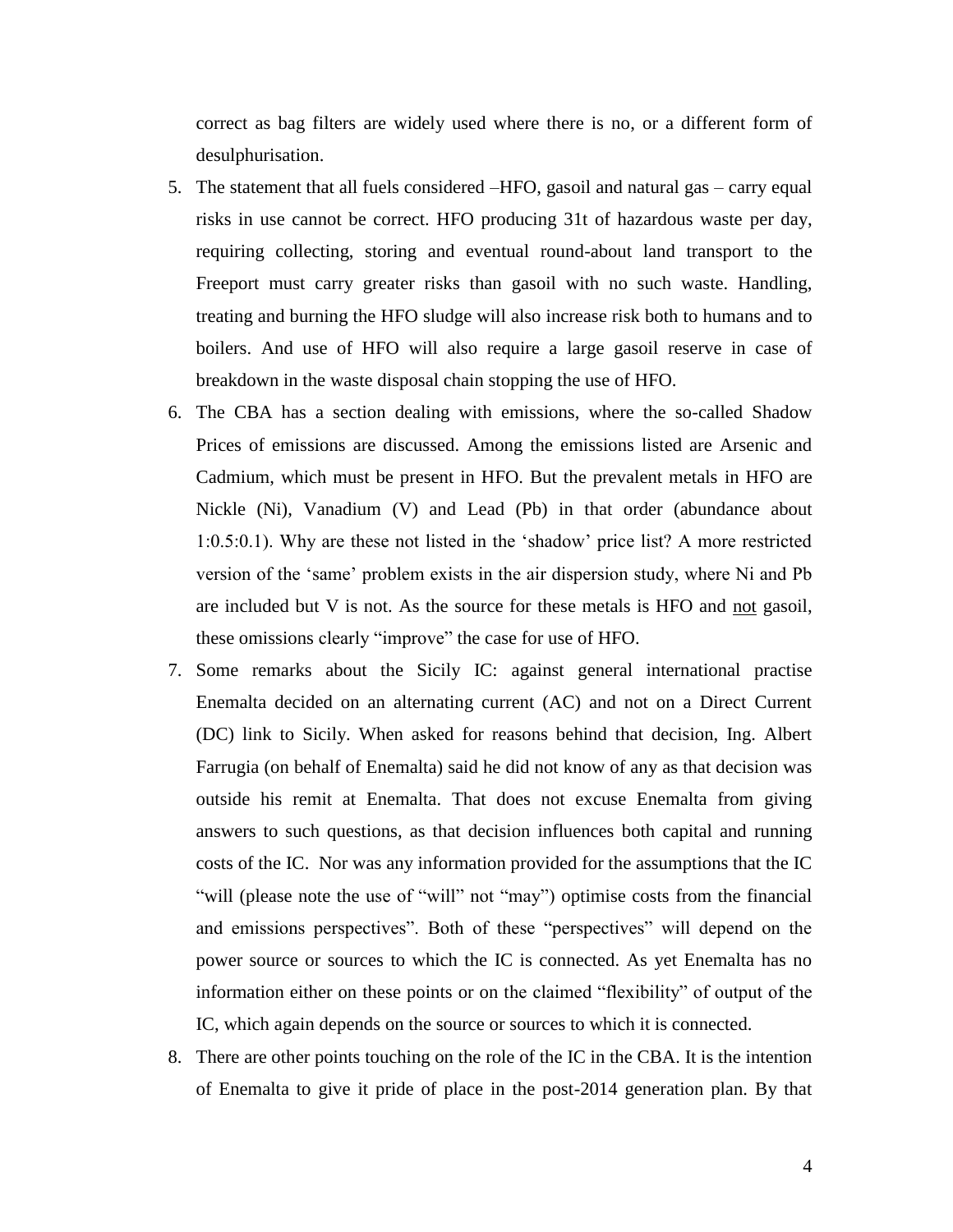correct as bag filters are widely used where there is no, or a different form of desulphurisation.

5. The statement that all fuels considered –HFO, gasoil and natural gas – carry equal risks in use cannot be correct. HFO producing 31t of hazardous waste per day, requiring collecting, storing and eventual round-about land transport to the Freeport must carry greater risks than gasoil with no such waste. Handling, treating and burning the HFO sludge will also increase risk both to humans and to boilers. And use of HFO will also require a large gasoil reserve in case of breakdown in the waste disposal chain stopping the use of HFO.
6. The CBA has a section dealing with emissions, where the so-called Shadow Prices of emissions are discussed. Among the emissions listed are Arsenic and Cadmium, which must be present in HFO. But the prevalent metals in HFO are Nickle (Ni), Vanadium (V) and Lead (Pb) in that order (abundance about 1:0.5:0.1). Why are these not listed in the 'shadow' price list? A more restricted version of the 'same' problem exists in the air dispersion study, where Ni and Pb are included but V is not. As the source for these metals is HFO and <u>not</u> gasoil, these omissions clearly "improve" the case for use of HFO.
7. Some remarks about the Sicily IC: against general international practise Enemalta decided on an alternating current (AC) and not on a Direct Current (DC) link to Sicily. When asked for reasons behind that decision, Ing. Albert Farrugia (on behalf of Enemalta) said he did not know of any as that decision was outside his remit at Enemalta. That does not excuse Enemalta from giving answers to such questions, as that decision influences both capital and running costs of the IC. Nor was any information provided for the assumptions that the IC "will (please note the use of "will" not "may") optimise costs from the financial and emissions perspectives". Both of these "perspectives" will depend on the power source or sources to which the IC is connected. As yet Enemalta has no information either on these points or on the claimed "flexibility" of output of the IC, which again depends on the source or sources to which it is connected.
8. There are other points touching on the role of the IC in the CBA. It is the intention of Enemalta to give it pride of place in the post-2014 generation plan. By that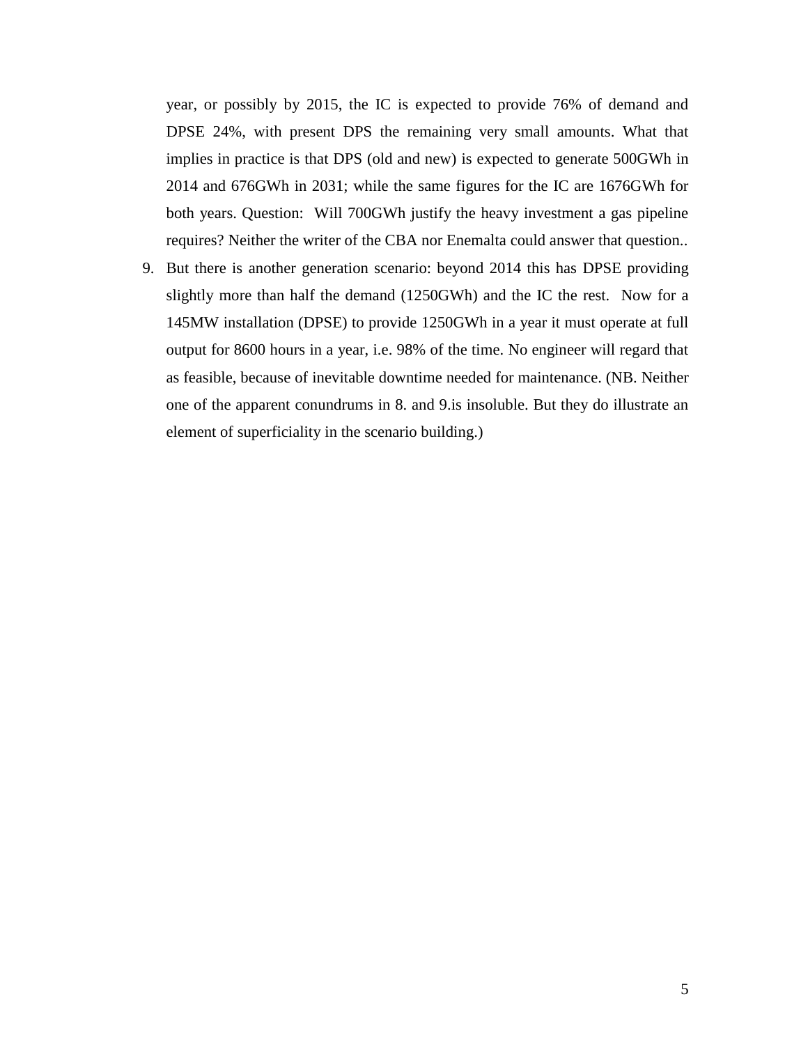year, or possibly by 2015, the IC is expected to provide 76% of demand and DPSE 24%, with present DPS the remaining very small amounts. What that implies in practice is that DPS (old and new) is expected to generate 500GWh in 2014 and 676GWh in 2031; while the same figures for the IC are 1676GWh for both years. Question: Will 700GWh justify the heavy investment a gas pipeline requires? Neither the writer of the CBA nor Enemalta could answer that question..

9. But there is another generation scenario: beyond 2014 this has DPSE providing slightly more than half the demand (1250GWh) and the IC the rest. Now for a 145MW installation (DPSE) to provide 1250GWh in a year it must operate at full output for 8600 hours in a year, i.e. 98% of the time. No engineer will regard that as feasible, because of inevitable downtime needed for maintenance. (NB. Neither one of the apparent conundrums in 8. and 9.is insoluble. But they do illustrate an element of superficiality in the scenario building.)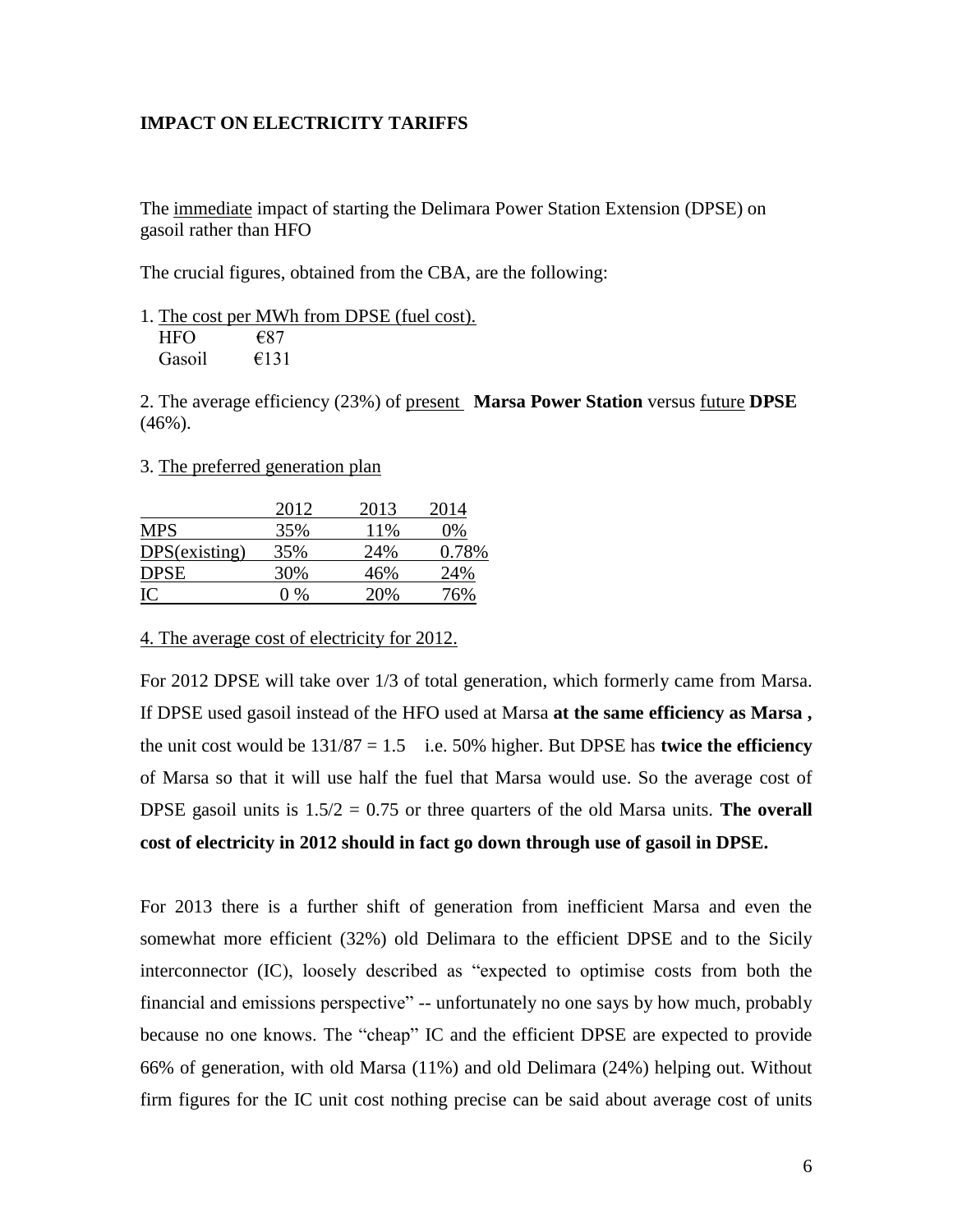## IMPACT ON ELECTRICITY TARIFFS

The immediate impact of starting the Delimara Power Station Extension (DPSE) on gasoil rather than HFO

The crucial figures, obtained from the CBA, are the following:

1. The cost per MWh from DPSE (fuel cost).
   HFO €87
   Gasoil €131

2. The average efficiency (23%) of present **Marsa Power Station** versus future **DPSE** (46%).

3. The preferred generation plan

| | 2012 | 2013 | 2014 |
|---|---|---|---|
| MPS | 35% | 11% | 0% |
| DPS(existing) | 35% | 24% | 0.78% |
| DPSE | 30% | 46% | 24% |
| IC | 0 % | 20% | 76% |

4. The average cost of electricity for 2012.

For 2012 DPSE will take over 1/3 of total generation, which formerly came from Marsa. If DPSE used gasoil instead of the HFO used at Marsa **at the same efficiency as Marsa ,** the unit cost would be $131/87 = 1.5$ i.e. 50% higher. But DPSE has **twice the efficiency** of Marsa so that it will use half the fuel that Marsa would use. So the average cost of DPSE gasoil units is $1.5/2 = 0.75$ or three quarters of the old Marsa units. **The overall cost of electricity in 2012 should in fact go down through use of gasoil in DPSE.**

For 2013 there is a further shift of generation from inefficient Marsa and even the somewhat more efficient (32%) old Delimara to the efficient DPSE and to the Sicily interconnector (IC), loosely described as "expected to optimise costs from both the financial and emissions perspective" -- unfortunately no one says by how much, probably because no one knows. The "cheap" IC and the efficient DPSE are expected to provide 66% of generation, with old Marsa (11%) and old Delimara (24%) helping out. Without firm figures for the IC unit cost nothing precise can be said about average cost of units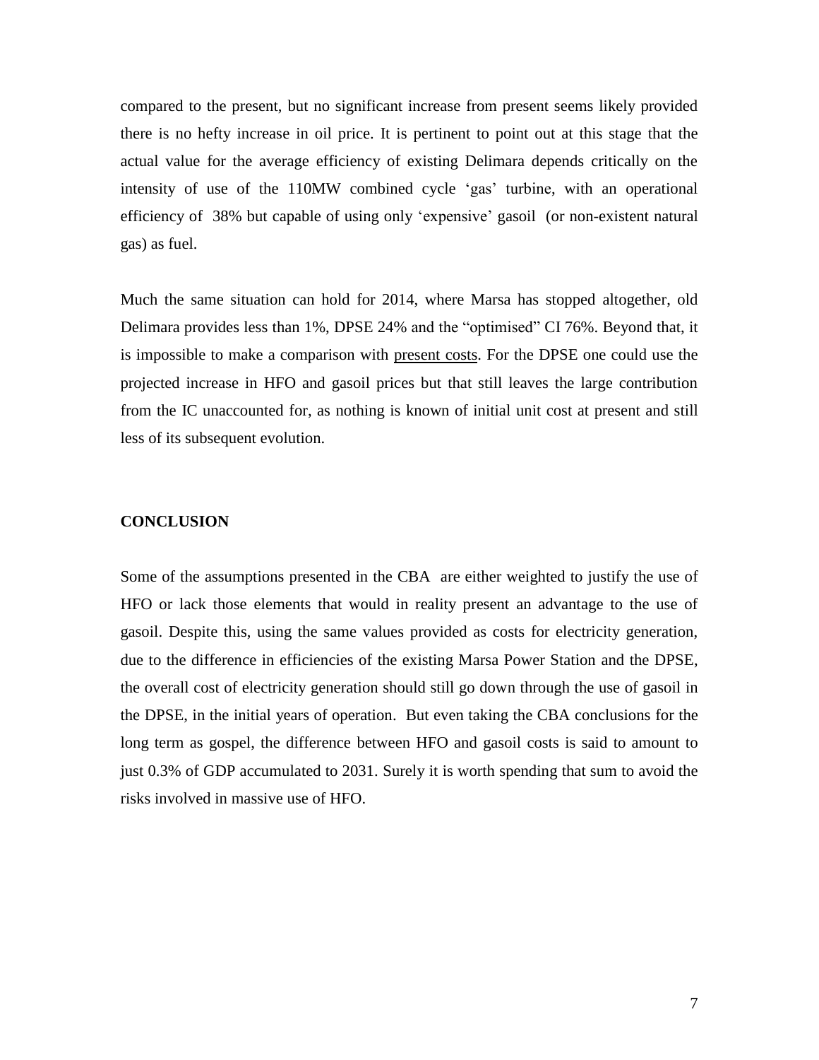compared to the present, but no significant increase from present seems likely provided there is no hefty increase in oil price. It is pertinent to point out at this stage that the actual value for the average efficiency of existing Delimara depends critically on the intensity of use of the 110MW combined cycle 'gas' turbine, with an operational efficiency of 38% but capable of using only 'expensive' gasoil (or non-existent natural gas) as fuel.

Much the same situation can hold for 2014, where Marsa has stopped altogether, old Delimara provides less than 1%, DPSE 24% and the "optimised" CI 76%. Beyond that, it is impossible to make a comparison with present costs. For the DPSE one could use the projected increase in HFO and gasoil prices but that still leaves the large contribution from the IC unaccounted for, as nothing is known of initial unit cost at present and still less of its subsequent evolution.

## CONCLUSION

Some of the assumptions presented in the CBA are either weighted to justify the use of HFO or lack those elements that would in reality present an advantage to the use of gasoil. Despite this, using the same values provided as costs for electricity generation, due to the difference in efficiencies of the existing Marsa Power Station and the DPSE, the overall cost of electricity generation should still go down through the use of gasoil in the DPSE, in the initial years of operation. But even taking the CBA conclusions for the long term as gospel, the difference between HFO and gasoil costs is said to amount to just 0.3% of GDP accumulated to 2031. Surely it is worth spending that sum to avoid the risks involved in massive use of HFO.